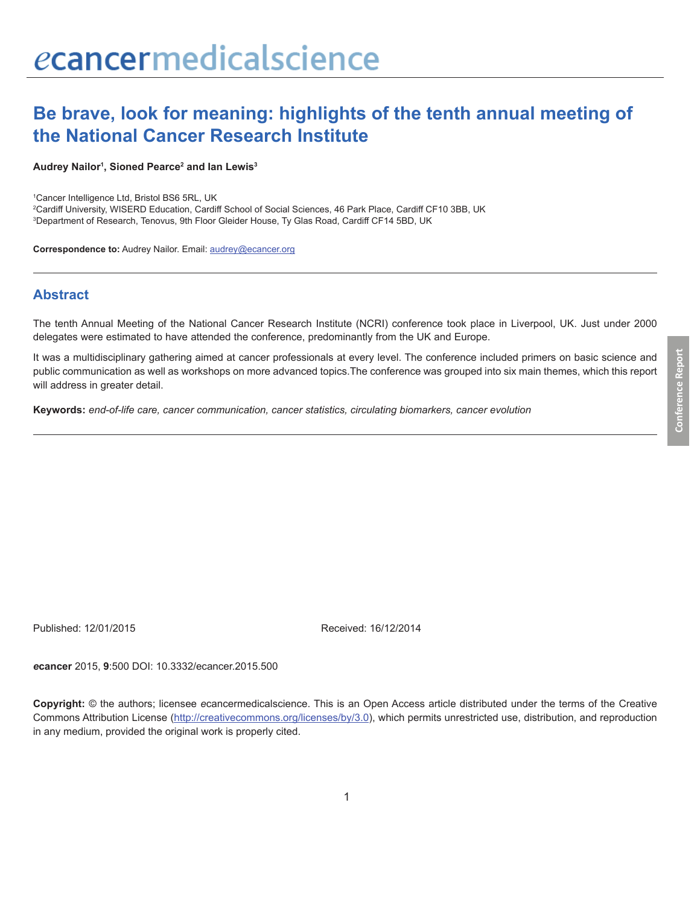# Be brave, look for meaning: highlights of the tenth annual meeting of the National Cancer Research Institute

**Audrey Nailor[1], Sioned Pearce[2] and Ian Lewis[3]**

[1]Cancer Intelligence Ltd, Bristol BS6 5RL, UK
[2]Cardiff University, WISERD Education, Cardiff School of Social Sciences, 46 Park Place, Cardiff CF10 3BB, UK
[3]Department of Research, Tenovus, 9th Floor Gleider House, Ty Glas Road, Cardiff CF14 5BD, UK

**Correspondence to:** Audrey Nailor. Email: audrey@ecancer.org

## Abstract

The tenth Annual Meeting of the National Cancer Research Institute (NCRI) conference took place in Liverpool, UK. Just under 2000 delegates were estimated to have attended the conference, predominantly from the UK and Europe.

It was a multidisciplinary gathering aimed at cancer professionals at every level. The conference included primers on basic science and public communication as well as workshops on more advanced topics.The conference was grouped into six main themes, which this report will address in greater detail.

**Keywords:** *end-of-life care, cancer communication, cancer statistics, circulating biomarkers, cancer evolution*

Published: 12/01/2015

Received: 16/12/2014

***e*cancer** 2015, **9**:500 DOI: 10.3332/ecancer.2015.500

**Copyright:** © the authors; licensee *e*cancermedicalscience. This is an Open Access article distributed under the terms of the Creative Commons Attribution License (http://creativecommons.org/licenses/by/3.0), which permits unrestricted use, distribution, and reproduction in any medium, provided the original work is properly cited.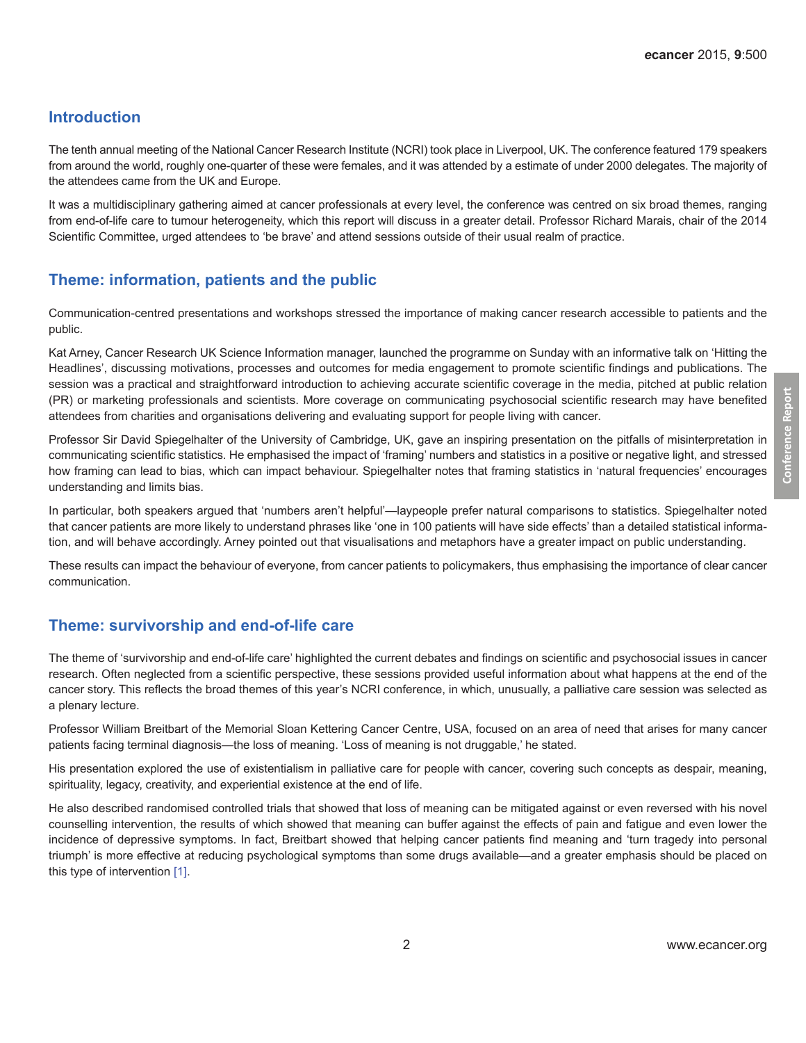## Introduction

The tenth annual meeting of the National Cancer Research Institute (NCRI) took place in Liverpool, UK. The conference featured 179 speakers from around the world, roughly one-quarter of these were females, and it was attended by a estimate of under 2000 delegates. The majority of the attendees came from the UK and Europe.

It was a multidisciplinary gathering aimed at cancer professionals at every level, the conference was centred on six broad themes, ranging from end-of-life care to tumour heterogeneity, which this report will discuss in a greater detail. Professor Richard Marais, chair of the 2014 Scientific Committee, urged attendees to 'be brave' and attend sessions outside of their usual realm of practice.

## Theme: information, patients and the public

Communication-centred presentations and workshops stressed the importance of making cancer research accessible to patients and the public.

Kat Arney, Cancer Research UK Science Information manager, launched the programme on Sunday with an informative talk on 'Hitting the Headlines', discussing motivations, processes and outcomes for media engagement to promote scientific findings and publications. The session was a practical and straightforward introduction to achieving accurate scientific coverage in the media, pitched at public relation (PR) or marketing professionals and scientists. More coverage on communicating psychosocial scientific research may have benefited attendees from charities and organisations delivering and evaluating support for people living with cancer.

Professor Sir David Spiegelhalter of the University of Cambridge, UK, gave an inspiring presentation on the pitfalls of misinterpretation in communicating scientific statistics. He emphasised the impact of 'framing' numbers and statistics in a positive or negative light, and stressed how framing can lead to bias, which can impact behaviour. Spiegelhalter notes that framing statistics in 'natural frequencies' encourages understanding and limits bias.

In particular, both speakers argued that 'numbers aren't helpful'—laypeople prefer natural comparisons to statistics. Spiegelhalter noted that cancer patients are more likely to understand phrases like 'one in 100 patients will have side effects' than a detailed statistical information, and will behave accordingly. Arney pointed out that visualisations and metaphors have a greater impact on public understanding.

These results can impact the behaviour of everyone, from cancer patients to policymakers, thus emphasising the importance of clear cancer communication.

## Theme: survivorship and end-of-life care

The theme of 'survivorship and end-of-life care' highlighted the current debates and findings on scientific and psychosocial issues in cancer research. Often neglected from a scientific perspective, these sessions provided useful information about what happens at the end of the cancer story. This reflects the broad themes of this year's NCRI conference, in which, unusually, a palliative care session was selected as a plenary lecture.

Professor William Breitbart of the Memorial Sloan Kettering Cancer Centre, USA, focused on an area of need that arises for many cancer patients facing terminal diagnosis—the loss of meaning. 'Loss of meaning is not druggable,' he stated.

His presentation explored the use of existentialism in palliative care for people with cancer, covering such concepts as despair, meaning, spirituality, legacy, creativity, and experiential existence at the end of life.

He also described randomised controlled trials that showed that loss of meaning can be mitigated against or even reversed with his novel counselling intervention, the results of which showed that meaning can buffer against the effects of pain and fatigue and even lower the incidence of depressive symptoms. In fact, Breitbart showed that helping cancer patients find meaning and 'turn tragedy into personal triumph' is more effective at reducing psychological symptoms than some drugs available—and a greater emphasis should be placed on this type of intervention [1].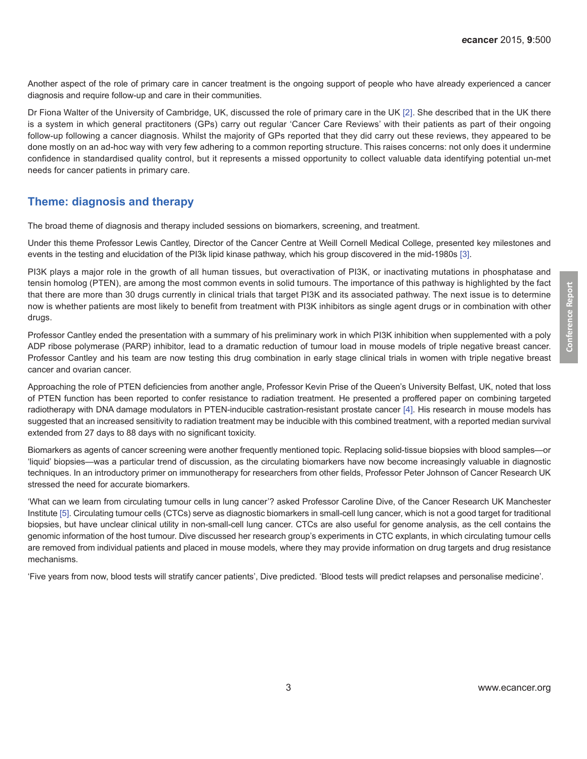Another aspect of the role of primary care in cancer treatment is the ongoing support of people who have already experienced a cancer diagnosis and require follow-up and care in their communities.

Dr Fiona Walter of the University of Cambridge, UK, discussed the role of primary care in the UK [2]. She described that in the UK there is a system in which general practitioners (GPs) carry out regular 'Cancer Care Reviews' with their patients as part of their ongoing follow-up following a cancer diagnosis. Whilst the majority of GPs reported that they did carry out these reviews, they appeared to be done mostly on an ad-hoc way with very few adhering to a common reporting structure. This raises concerns: not only does it undermine confidence in standardised quality control, but it represents a missed opportunity to collect valuable data identifying potential un-met needs for cancer patients in primary care.

## Theme: diagnosis and therapy

The broad theme of diagnosis and therapy included sessions on biomarkers, screening, and treatment.

Under this theme Professor Lewis Cantley, Director of the Cancer Centre at Weill Cornell Medical College, presented key milestones and events in the testing and elucidation of the PI3k lipid kinase pathway, which his group discovered in the mid-1980s [3].

PI3K plays a major role in the growth of all human tissues, but overactivation of PI3K, or inactivating mutations in phosphatase and tensin homolog (PTEN), are among the most common events in solid tumours. The importance of this pathway is highlighted by the fact that there are more than 30 drugs currently in clinical trials that target PI3K and its associated pathway. The next issue is to determine now is whether patients are most likely to benefit from treatment with PI3K inhibitors as single agent drugs or in combination with other drugs.

Professor Cantley ended the presentation with a summary of his preliminary work in which PI3K inhibition when supplemented with a poly ADP ribose polymerase (PARP) inhibitor, lead to a dramatic reduction of tumour load in mouse models of triple negative breast cancer. Professor Cantley and his team are now testing this drug combination in early stage clinical trials in women with triple negative breast cancer and ovarian cancer.

Approaching the role of PTEN deficiencies from another angle, Professor Kevin Prise of the Queen's University Belfast, UK, noted that loss of PTEN function has been reported to confer resistance to radiation treatment. He presented a proffered paper on combining targeted radiotherapy with DNA damage modulators in PTEN-inducible castration-resistant prostate cancer [4]. His research in mouse models has suggested that an increased sensitivity to radiation treatment may be inducible with this combined treatment, with a reported median survival extended from 27 days to 88 days with no significant toxicity.

Biomarkers as agents of cancer screening were another frequently mentioned topic. Replacing solid-tissue biopsies with blood samples—or 'liquid' biopsies—was a particular trend of discussion, as the circulating biomarkers have now become increasingly valuable in diagnostic techniques. In an introductory primer on immunotherapy for researchers from other fields, Professor Peter Johnson of Cancer Research UK stressed the need for accurate biomarkers.

'What can we learn from circulating tumour cells in lung cancer'? asked Professor Caroline Dive, of the Cancer Research UK Manchester Institute [5]. Circulating tumour cells (CTCs) serve as diagnostic biomarkers in small-cell lung cancer, which is not a good target for traditional biopsies, but have unclear clinical utility in non-small-cell lung cancer. CTCs are also useful for genome analysis, as the cell contains the genomic information of the host tumour. Dive discussed her research group's experiments in CTC explants, in which circulating tumour cells are removed from individual patients and placed in mouse models, where they may provide information on drug targets and drug resistance mechanisms.

'Five years from now, blood tests will stratify cancer patients', Dive predicted. 'Blood tests will predict relapses and personalise medicine'.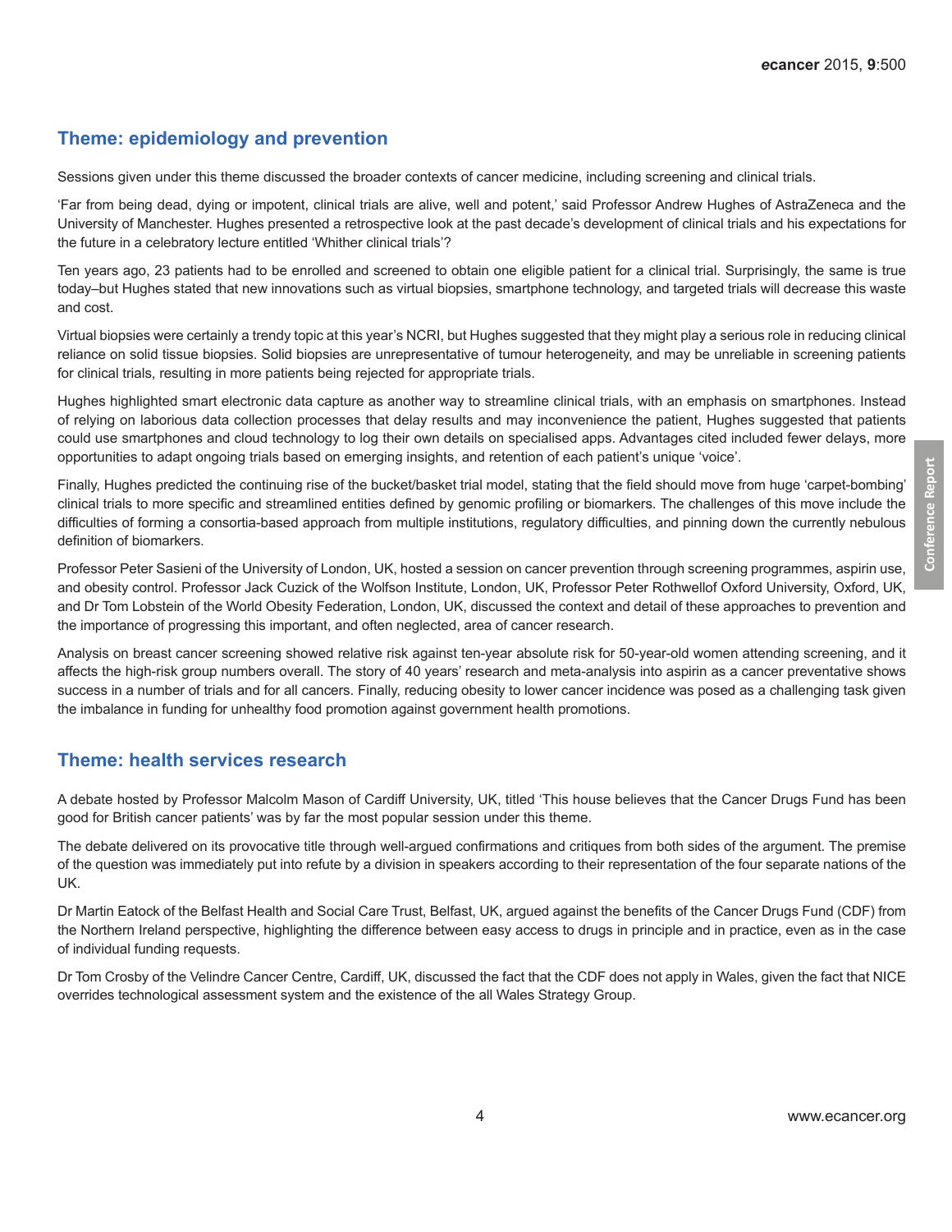## Theme: epidemiology and prevention

Sessions given under this theme discussed the broader contexts of cancer medicine, including screening and clinical trials.

'Far from being dead, dying or impotent, clinical trials are alive, well and potent,' said Professor Andrew Hughes of AstraZeneca and the University of Manchester. Hughes presented a retrospective look at the past decade's development of clinical trials and his expectations for the future in a celebratory lecture entitled 'Whither clinical trials'?

Ten years ago, 23 patients had to be enrolled and screened to obtain one eligible patient for a clinical trial. Surprisingly, the same is true today–but Hughes stated that new innovations such as virtual biopsies, smartphone technology, and targeted trials will decrease this waste and cost.

Virtual biopsies were certainly a trendy topic at this year's NCRI, but Hughes suggested that they might play a serious role in reducing clinical reliance on solid tissue biopsies. Solid biopsies are unrepresentative of tumour heterogeneity, and may be unreliable in screening patients for clinical trials, resulting in more patients being rejected for appropriate trials.

Hughes highlighted smart electronic data capture as another way to streamline clinical trials, with an emphasis on smartphones. Instead of relying on laborious data collection processes that delay results and may inconvenience the patient, Hughes suggested that patients could use smartphones and cloud technology to log their own details on specialised apps. Advantages cited included fewer delays, more opportunities to adapt ongoing trials based on emerging insights, and retention of each patient's unique 'voice'.

Finally, Hughes predicted the continuing rise of the bucket/basket trial model, stating that the field should move from huge 'carpet-bombing' clinical trials to more specific and streamlined entities defined by genomic profiling or biomarkers. The challenges of this move include the difficulties of forming a consortia-based approach from multiple institutions, regulatory difficulties, and pinning down the currently nebulous definition of biomarkers.

Professor Peter Sasieni of the University of London, UK, hosted a session on cancer prevention through screening programmes, aspirin use, and obesity control. Professor Jack Cuzick of the Wolfson Institute, London, UK, Professor Peter Rothwellof Oxford University, Oxford, UK, and Dr Tom Lobstein of the World Obesity Federation, London, UK, discussed the context and detail of these approaches to prevention and the importance of progressing this important, and often neglected, area of cancer research.

Analysis on breast cancer screening showed relative risk against ten-year absolute risk for 50-year-old women attending screening, and it affects the high-risk group numbers overall. The story of 40 years' research and meta-analysis into aspirin as a cancer preventative shows success in a number of trials and for all cancers. Finally, reducing obesity to lower cancer incidence was posed as a challenging task given the imbalance in funding for unhealthy food promotion against government health promotions.

## Theme: health services research

A debate hosted by Professor Malcolm Mason of Cardiff University, UK, titled 'This house believes that the Cancer Drugs Fund has been good for British cancer patients' was by far the most popular session under this theme.

The debate delivered on its provocative title through well-argued confirmations and critiques from both sides of the argument. The premise of the question was immediately put into refute by a division in speakers according to their representation of the four separate nations of the UK.

Dr Martin Eatock of the Belfast Health and Social Care Trust, Belfast, UK, argued against the benefits of the Cancer Drugs Fund (CDF) from the Northern Ireland perspective, highlighting the difference between easy access to drugs in principle and in practice, even as in the case of individual funding requests.

Dr Tom Crosby of the Velindre Cancer Centre, Cardiff, UK, discussed the fact that the CDF does not apply in Wales, given the fact that NICE overrides technological assessment system and the existence of the all Wales Strategy Group.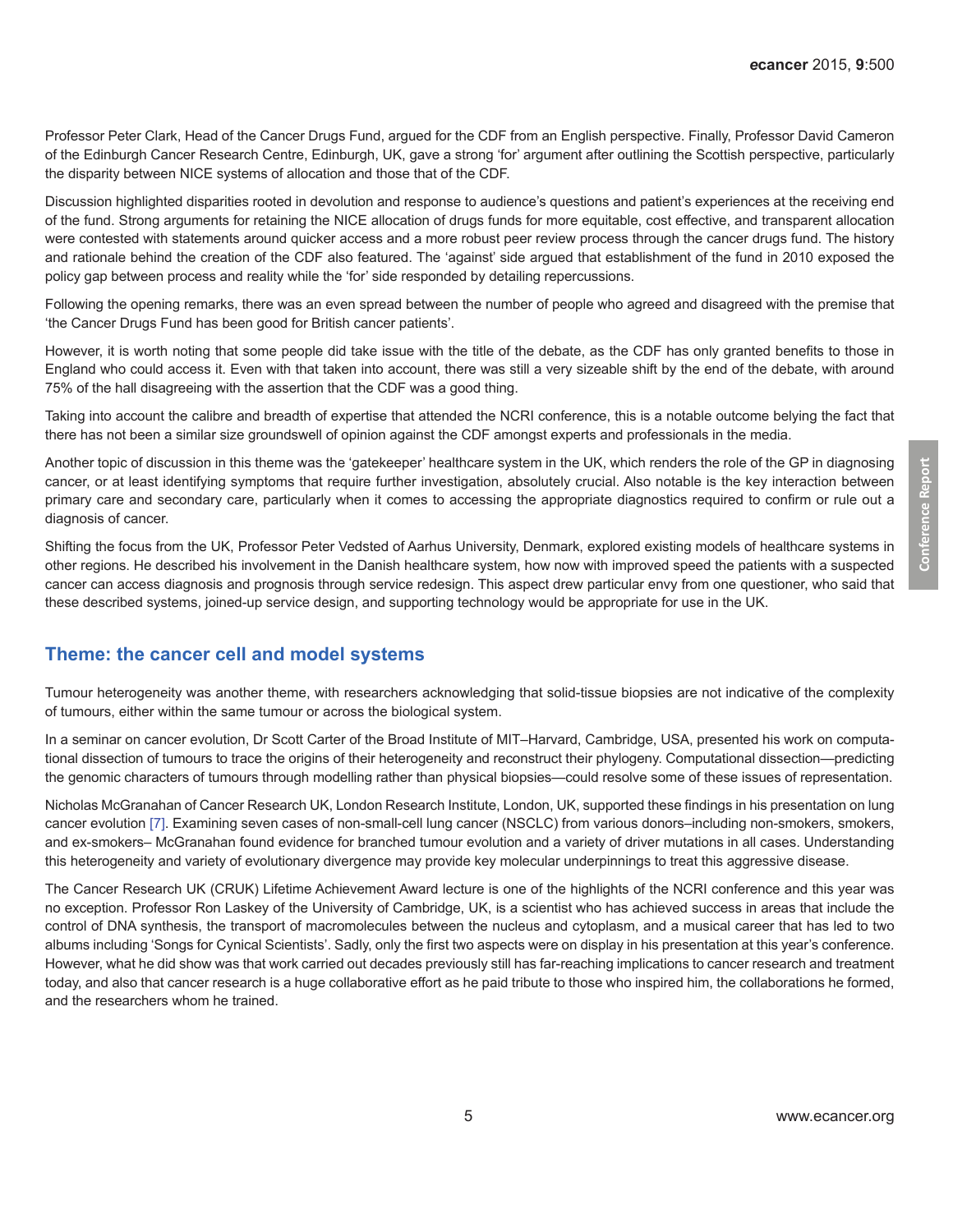Professor Peter Clark, Head of the Cancer Drugs Fund, argued for the CDF from an English perspective. Finally, Professor David Cameron of the Edinburgh Cancer Research Centre, Edinburgh, UK, gave a strong 'for' argument after outlining the Scottish perspective, particularly the disparity between NICE systems of allocation and those that of the CDF.

Discussion highlighted disparities rooted in devolution and response to audience's questions and patient's experiences at the receiving end of the fund. Strong arguments for retaining the NICE allocation of drugs funds for more equitable, cost effective, and transparent allocation were contested with statements around quicker access and a more robust peer review process through the cancer drugs fund. The history and rationale behind the creation of the CDF also featured. The 'against' side argued that establishment of the fund in 2010 exposed the policy gap between process and reality while the 'for' side responded by detailing repercussions.

Following the opening remarks, there was an even spread between the number of people who agreed and disagreed with the premise that 'the Cancer Drugs Fund has been good for British cancer patients'.

However, it is worth noting that some people did take issue with the title of the debate, as the CDF has only granted benefits to those in England who could access it. Even with that taken into account, there was still a very sizeable shift by the end of the debate, with around 75% of the hall disagreeing with the assertion that the CDF was a good thing.

Taking into account the calibre and breadth of expertise that attended the NCRI conference, this is a notable outcome belying the fact that there has not been a similar size groundswell of opinion against the CDF amongst experts and professionals in the media.

Another topic of discussion in this theme was the 'gatekeeper' healthcare system in the UK, which renders the role of the GP in diagnosing cancer, or at least identifying symptoms that require further investigation, absolutely crucial. Also notable is the key interaction between primary care and secondary care, particularly when it comes to accessing the appropriate diagnostics required to confirm or rule out a diagnosis of cancer.

Shifting the focus from the UK, Professor Peter Vedsted of Aarhus University, Denmark, explored existing models of healthcare systems in other regions. He described his involvement in the Danish healthcare system, how now with improved speed the patients with a suspected cancer can access diagnosis and prognosis through service redesign. This aspect drew particular envy from one questioner, who said that these described systems, joined-up service design, and supporting technology would be appropriate for use in the UK.

## Theme: the cancer cell and model systems

Tumour heterogeneity was another theme, with researchers acknowledging that solid-tissue biopsies are not indicative of the complexity of tumours, either within the same tumour or across the biological system.

In a seminar on cancer evolution, Dr Scott Carter of the Broad Institute of MIT–Harvard, Cambridge, USA, presented his work on computational dissection of tumours to trace the origins of their heterogeneity and reconstruct their phylogeny. Computational dissection—predicting the genomic characters of tumours through modelling rather than physical biopsies—could resolve some of these issues of representation.

Nicholas McGranahan of Cancer Research UK, London Research Institute, London, UK, supported these findings in his presentation on lung cancer evolution [7]. Examining seven cases of non-small-cell lung cancer (NSCLC) from various donors–including non-smokers, smokers, and ex-smokers– McGranahan found evidence for branched tumour evolution and a variety of driver mutations in all cases. Understanding this heterogeneity and variety of evolutionary divergence may provide key molecular underpinnings to treat this aggressive disease.

The Cancer Research UK (CRUK) Lifetime Achievement Award lecture is one of the highlights of the NCRI conference and this year was no exception. Professor Ron Laskey of the University of Cambridge, UK, is a scientist who has achieved success in areas that include the control of DNA synthesis, the transport of macromolecules between the nucleus and cytoplasm, and a musical career that has led to two albums including 'Songs for Cynical Scientists'. Sadly, only the first two aspects were on display in his presentation at this year's conference. However, what he did show was that work carried out decades previously still has far-reaching implications to cancer research and treatment today, and also that cancer research is a huge collaborative effort as he paid tribute to those who inspired him, the collaborations he formed, and the researchers whom he trained.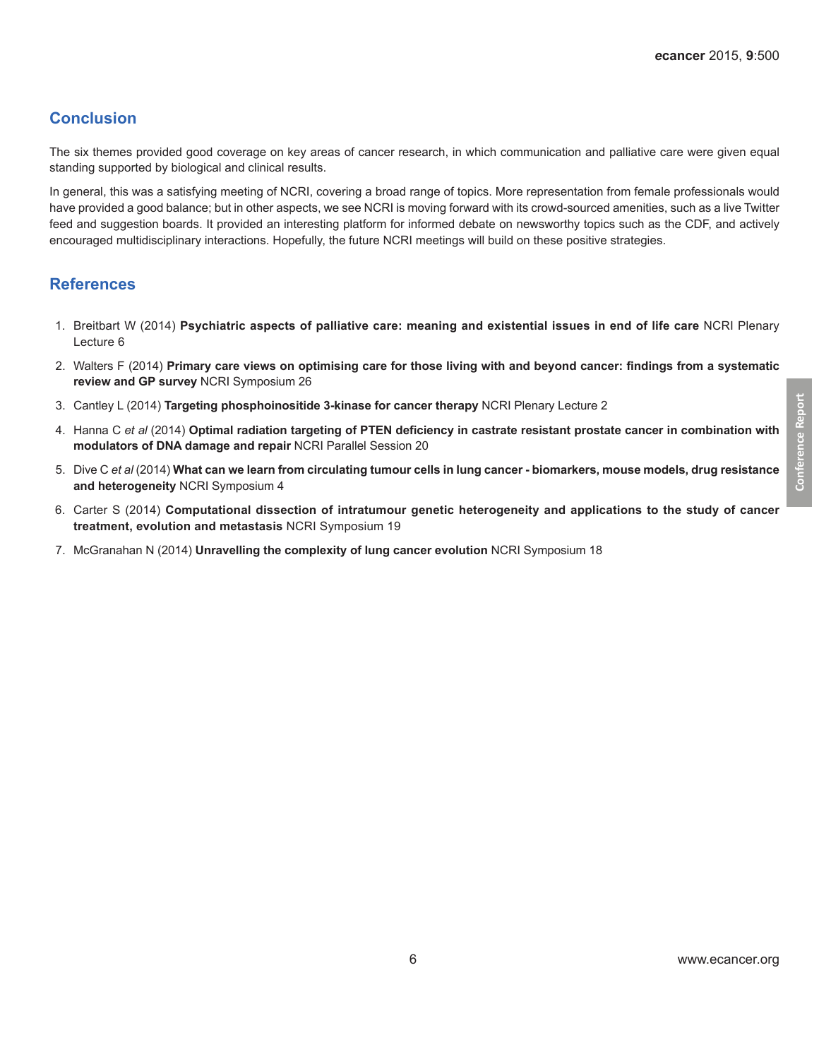## Conclusion

The six themes provided good coverage on key areas of cancer research, in which communication and palliative care were given equal standing supported by biological and clinical results.

In general, this was a satisfying meeting of NCRI, covering a broad range of topics. More representation from female professionals would have provided a good balance; but in other aspects, we see NCRI is moving forward with its crowd-sourced amenities, such as a live Twitter feed and suggestion boards. It provided an interesting platform for informed debate on newsworthy topics such as the CDF, and actively encouraged multidisciplinary interactions. Hopefully, the future NCRI meetings will build on these positive strategies.

## References

1. Breitbart W (2014) **Psychiatric aspects of palliative care: meaning and existential issues in end of life care** NCRI Plenary Lecture 6
2. Walters F (2014) **Primary care views on optimising care for those living with and beyond cancer: findings from a systematic review and GP survey** NCRI Symposium 26
3. Cantley L (2014) **Targeting phosphoinositide 3-kinase for cancer therapy** NCRI Plenary Lecture 2
4. Hanna C *et al* (2014) **Optimal radiation targeting of PTEN deficiency in castrate resistant prostate cancer in combination with modulators of DNA damage and repair** NCRI Parallel Session 20
5. Dive C *et al* (2014) **What can we learn from circulating tumour cells in lung cancer - biomarkers, mouse models, drug resistance and heterogeneity** NCRI Symposium 4
6. Carter S (2014) **Computational dissection of intratumour genetic heterogeneity and applications to the study of cancer treatment, evolution and metastasis** NCRI Symposium 19
7. McGranahan N (2014) **Unravelling the complexity of lung cancer evolution** NCRI Symposium 18